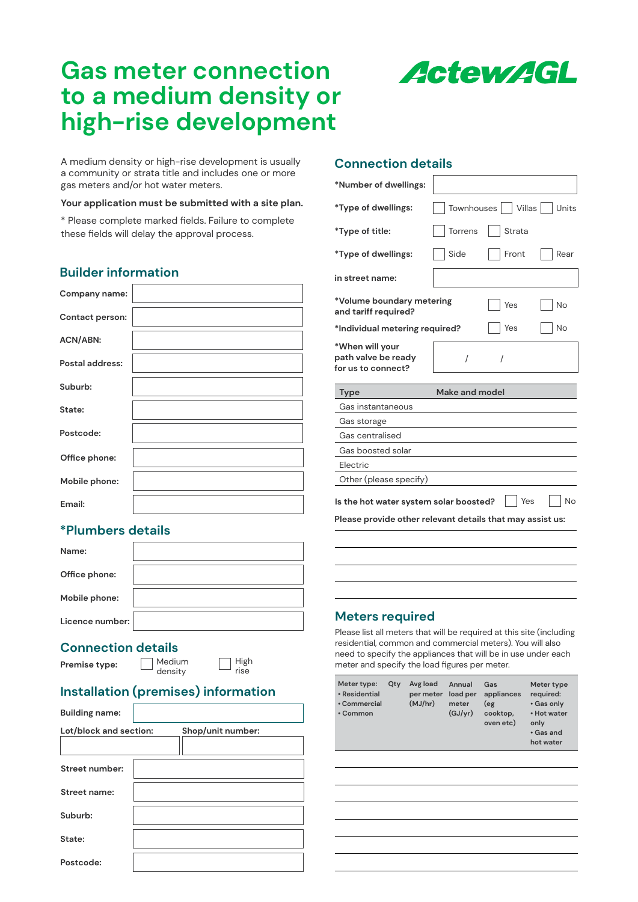# Gas meter connection to a medium density or high-rise development

ActewAGL

A medium density or high-rise development is usually a community or strata title and includes one or more gas meters and/or hot water meters.

**Your application must be submitted with a site plan.**

\* Please complete marked fields. Failure to complete these fields will delay the approval process.

## Builder information

**Company name:**

**Contact person:**

**ACN/ABN:**

**Postal address:**

**Suburb:**

**State:**

**Postcode:**

**Office phone:**

**Mobile phone:**

**Email:**

## *Plumbers details

**Name:**

**Office phone:**

**Mobile phone:**

**Licence number:**

## Connection details

**Premise type:** ☐ Medium density ☐ High rise

## Installation (premises) information

**Building name:**

**Lot/block and section:**

**Shop/unit number:**

**Street number:**

**Street name:**

**Suburb:**

**State:**

**Postcode:**

## Connection details

**\*Number of dwellings:**

**\*Type of dwellings:** ☐ Townhouses ☐ Villas ☐ Units

**\*Type of title:** ☐ Torrens ☐ Strata

**\*Type of dwellings:** ☐ Side ☐ Front ☐ Rear

**in street name:**

**\*Volume boundary metering and tariff required?** ☐ Yes ☐ No

**\*Individual metering required?** ☐ Yes ☐ No

**\*When will your path valve be ready for us to connect?** / /

| Type | Make and model |
|---|---|
| Gas instantaneous | |
| Gas storage | |
| Gas centralised | |
| Gas boosted solar | |
| Electric | |
| Other (please specify) | |

**Is the hot water system solar boosted?** ☐ Yes ☐ No

**Please provide other relevant details that may assist us:**

## Meters required

Please list all meters that will be required at this site (including residential, common and commercial meters). You will also need to specify the appliances that will be in use under each meter and specify the load figures per meter.

| Meter type: • Residential • Commercial • Common | Qty | Avg load per meter (MJ/hr) | Annual load per meter (GJ/yr) | Gas appliances (eg cooktop, oven etc) | Meter type required: • Gas only • Hot water only • Gas and hot water |
|---|---|---|---|---|---|
| | | | | | |
| | | | | | |
| | | | | | |
| | | | | | |
| | | | | | |
| | | | | | |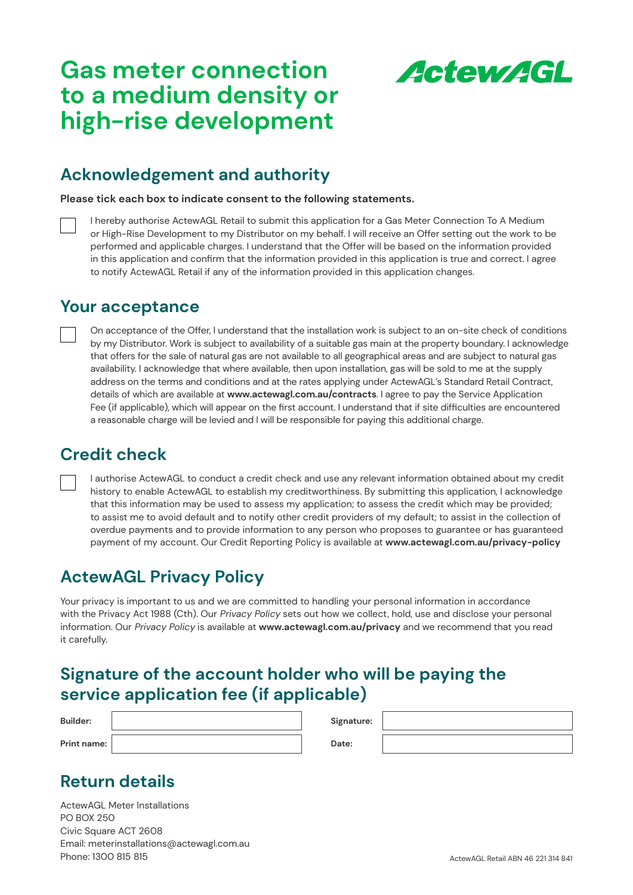# Gas meter connection to a medium density or high-rise development

ActewAGL

## Acknowledgement and authority

**Please tick each box to indicate consent to the following statements.**

☐ I hereby authorise ActewAGL Retail to submit this application for a Gas Meter Connection To A Medium or High-Rise Development to my Distributor on my behalf. I will receive an Offer setting out the work to be performed and applicable charges. I understand that the Offer will be based on the information provided in this application and confirm that the information provided in this application is true and correct. I agree to notify ActewAGL Retail if any of the information provided in this application changes.

## Your acceptance

☐ On acceptance of the Offer, I understand that the installation work is subject to an on-site check of conditions by my Distributor. Work is subject to availability of a suitable gas main at the property boundary. I acknowledge that offers for the sale of natural gas are not available to all geographical areas and are subject to natural gas availability. I acknowledge that where available, then upon installation, gas will be sold to me at the supply address on the terms and conditions and at the rates applying under ActewAGL's Standard Retail Contract, details of which are available at **www.actewagl.com.au/contracts**. I agree to pay the Service Application Fee (if applicable), which will appear on the first account. I understand that if site difficulties are encountered a reasonable charge will be levied and I will be responsible for paying this additional charge.

## Credit check

☐ I authorise ActewAGL to conduct a credit check and use any relevant information obtained about my credit history to enable ActewAGL to establish my creditworthiness. By submitting this application, I acknowledge that this information may be used to assess my application; to assess the credit which may be provided; to assist me to avoid default and to notify other credit providers of my default; to assist in the collection of overdue payments and to provide information to any person who proposes to guarantee or has guaranteed payment of my account. Our Credit Reporting Policy is available at **www.actewagl.com.au/privacy-policy**

## ActewAGL Privacy Policy

Your privacy is important to us and we are committed to handling your personal information in accordance with the Privacy Act 1988 (Cth). Our *Privacy Policy* sets out how we collect, hold, use and disclose your personal information. Our *Privacy Policy* is available at **www.actewagl.com.au/privacy** and we recommend that you read it carefully.

## Signature of the account holder who will be paying the service application fee (if applicable)

| | | | |
|---|---|---|---|
| **Builder:** | | **Signature:** | |
| **Print name:** | | **Date:** | |

## Return details

ActewAGL Meter Installations
PO BOX 250
Civic Square ACT 2608
Email: meterinstallations@actewagl.com.au
Phone: 1300 815 815

ActewAGL Retail ABN 46 221 314 841